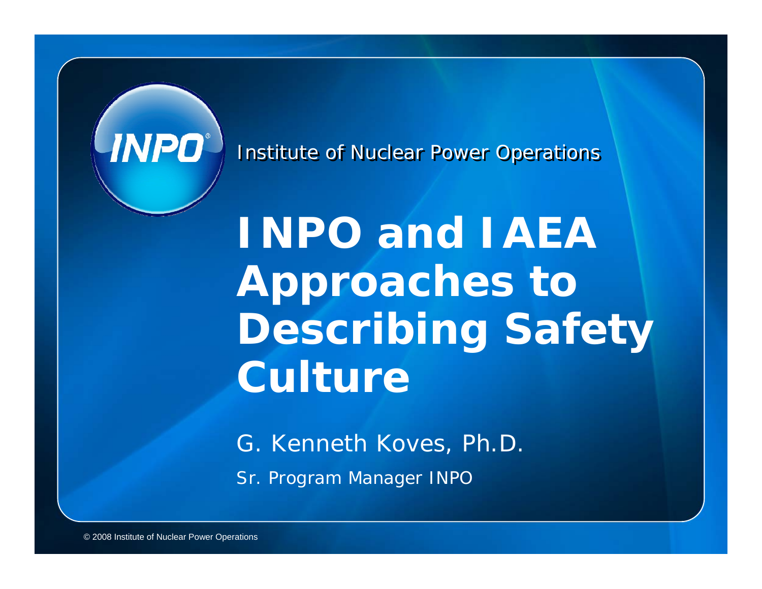INPO Institute of Nuclear Power Operations

# INPO and IAEA Approaches to Describing Safety Culture

G. Kenneth Koves, Ph.D.

Sr. Program Manager INPO

© 2008 Institute of Nuclear Power Operations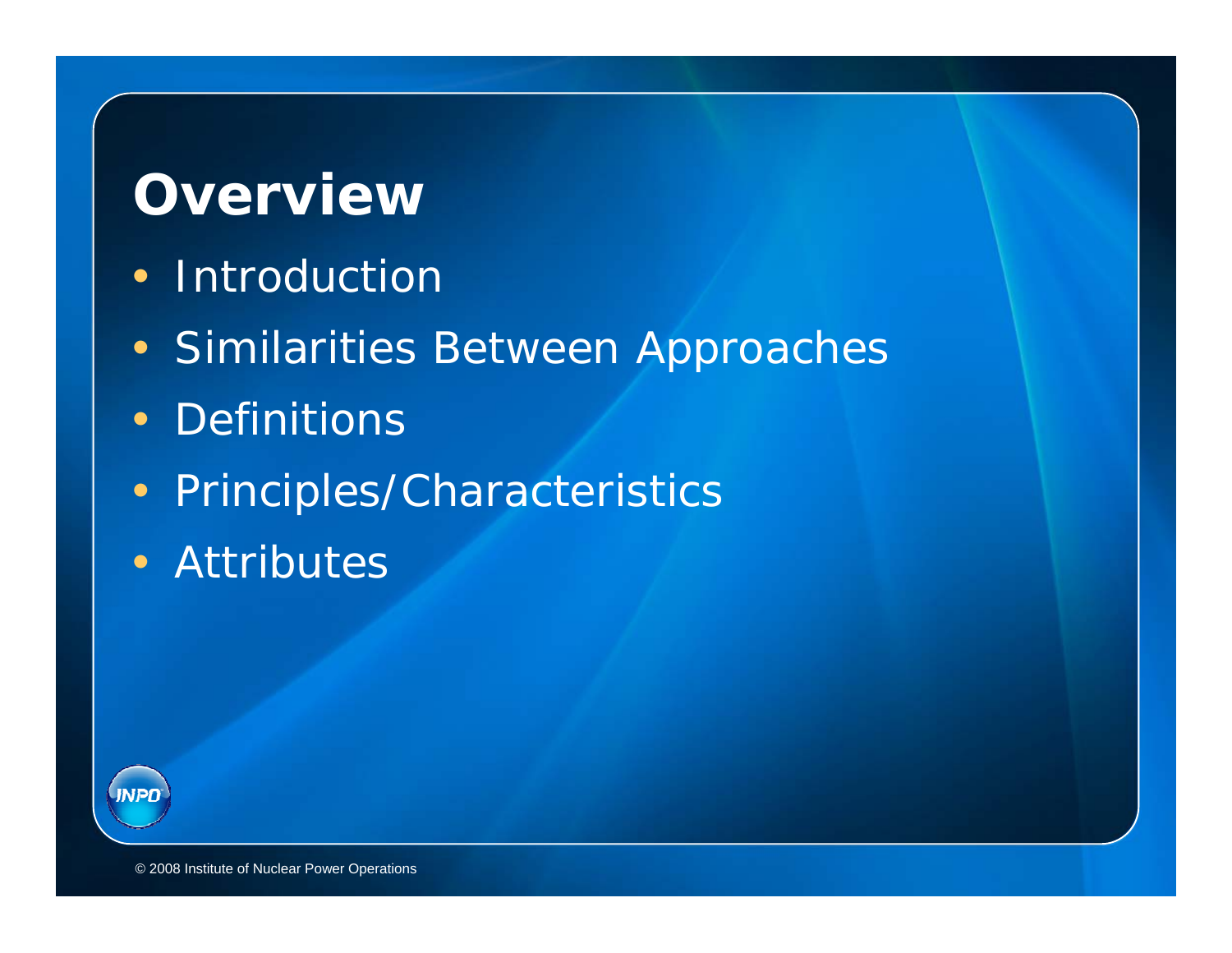# Overview

- Introduction
- Similarities Between Approaches
- Definitions
- Principles/Characteristics
- Attributes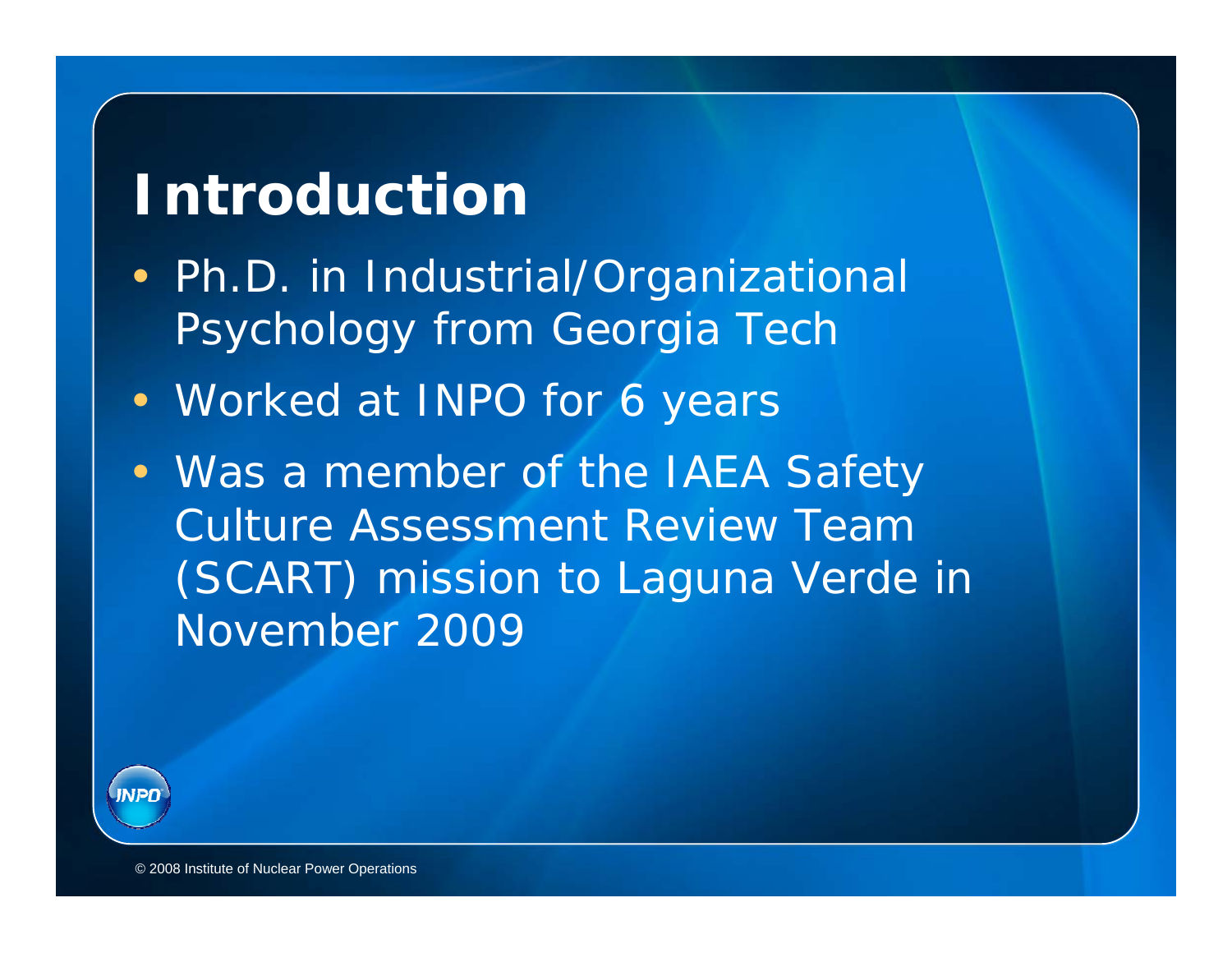# Introduction

- Ph.D. in Industrial/Organizational Psychology from Georgia Tech
- Worked at INPO for 6 years
- Was a member of the IAEA Safety Culture Assessment Review Team (SCART) mission to Laguna Verde in November 2009

© 2008 Institute of Nuclear Power Operations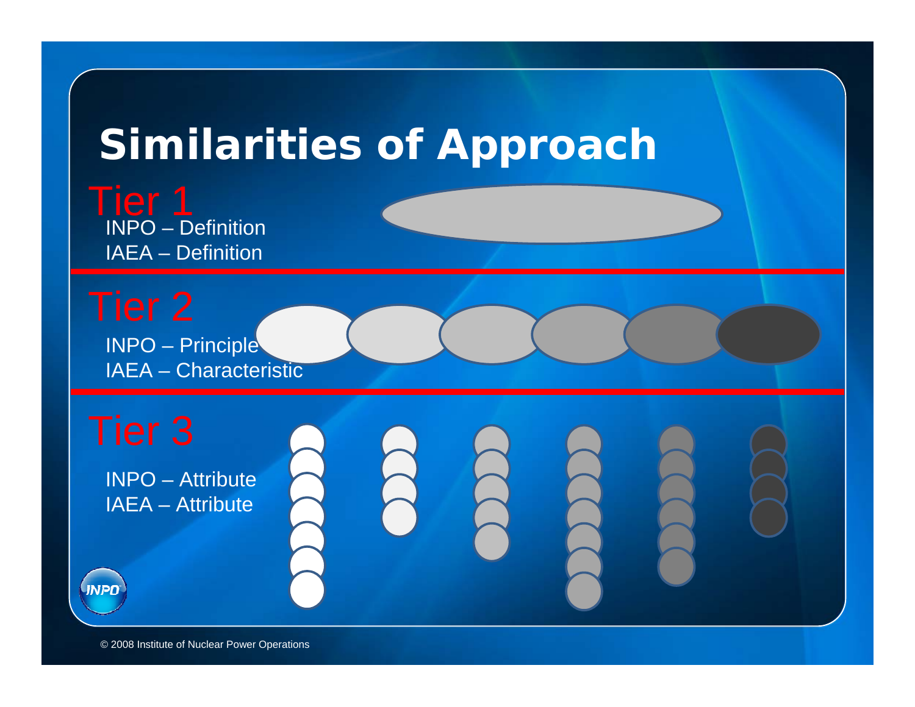# Similarities of Approach

**Tier 1**

INPO – Definition
IAEA – Definition

**Tier 2**

INPO – Principle
IAEA – Characteristic

**Tier 3**

INPO – Attribute
IAEA – Attribute

© 2008 Institute of Nuclear Power Operations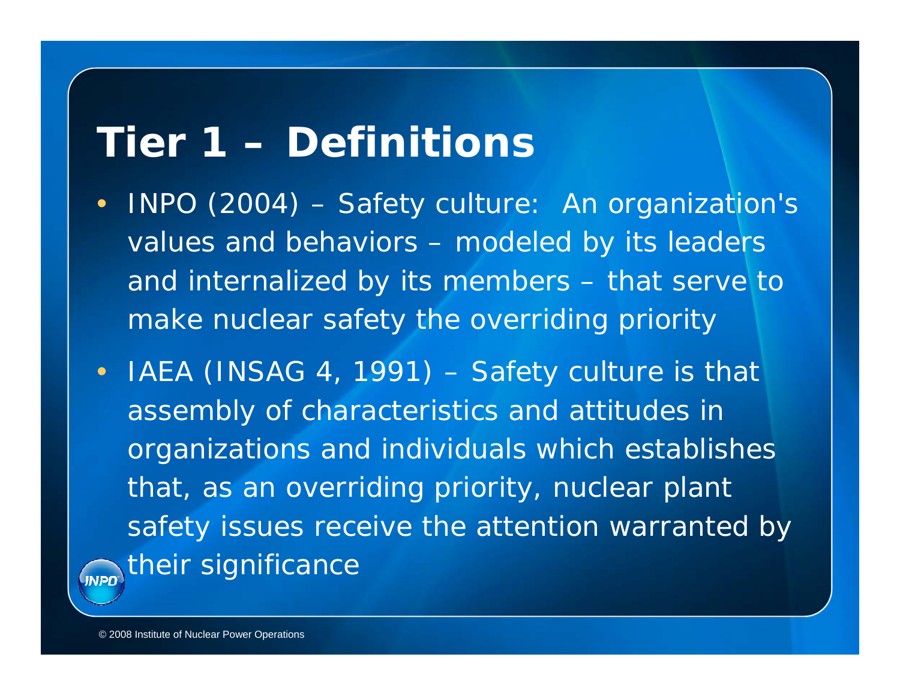# Tier 1 – Definitions

- INPO (2004) – Safety culture: An organization's values and behaviors – modeled by its leaders and internalized by its members – that serve to make nuclear safety the overriding priority
- IAEA (INSAG 4, 1991) – Safety culture is that assembly of characteristics and attitudes in organizations and individuals which establishes that, as an overriding priority, nuclear plant safety issues receive the attention warranted by their significance

© 2008 Institute of Nuclear Power Operations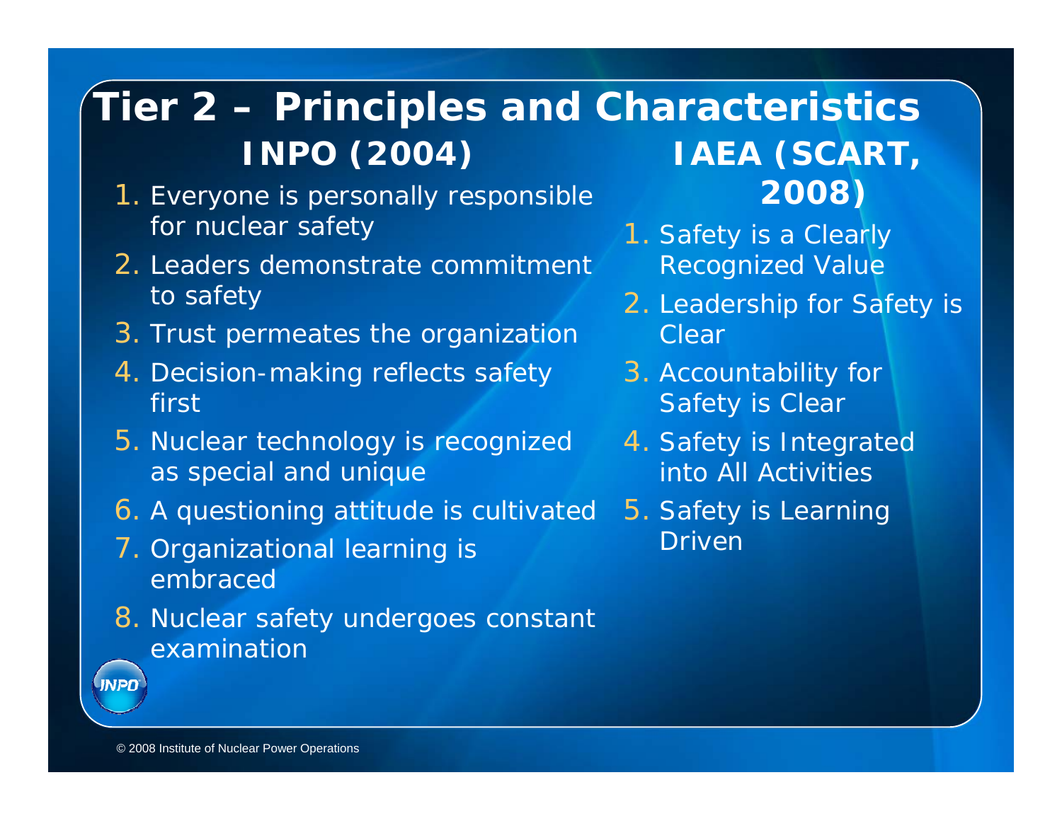# Tier 2 – Principles and Characteristics

## INPO (2004)

1. Everyone is personally responsible for nuclear safety
2. Leaders demonstrate commitment to safety
3. Trust permeates the organization
4. Decision-making reflects safety first
5. Nuclear technology is recognized as special and unique
6. A questioning attitude is cultivated
7. Organizational learning is embraced
8. Nuclear safety undergoes constant examination

## IAEA (SCART, 2008)

1. Safety is a Clearly Recognized Value
2. Leadership for Safety is Clear
3. Accountability for Safety is Clear
4. Safety is Integrated into All Activities
5. Safety is Learning Driven

© 2008 Institute of Nuclear Power Operations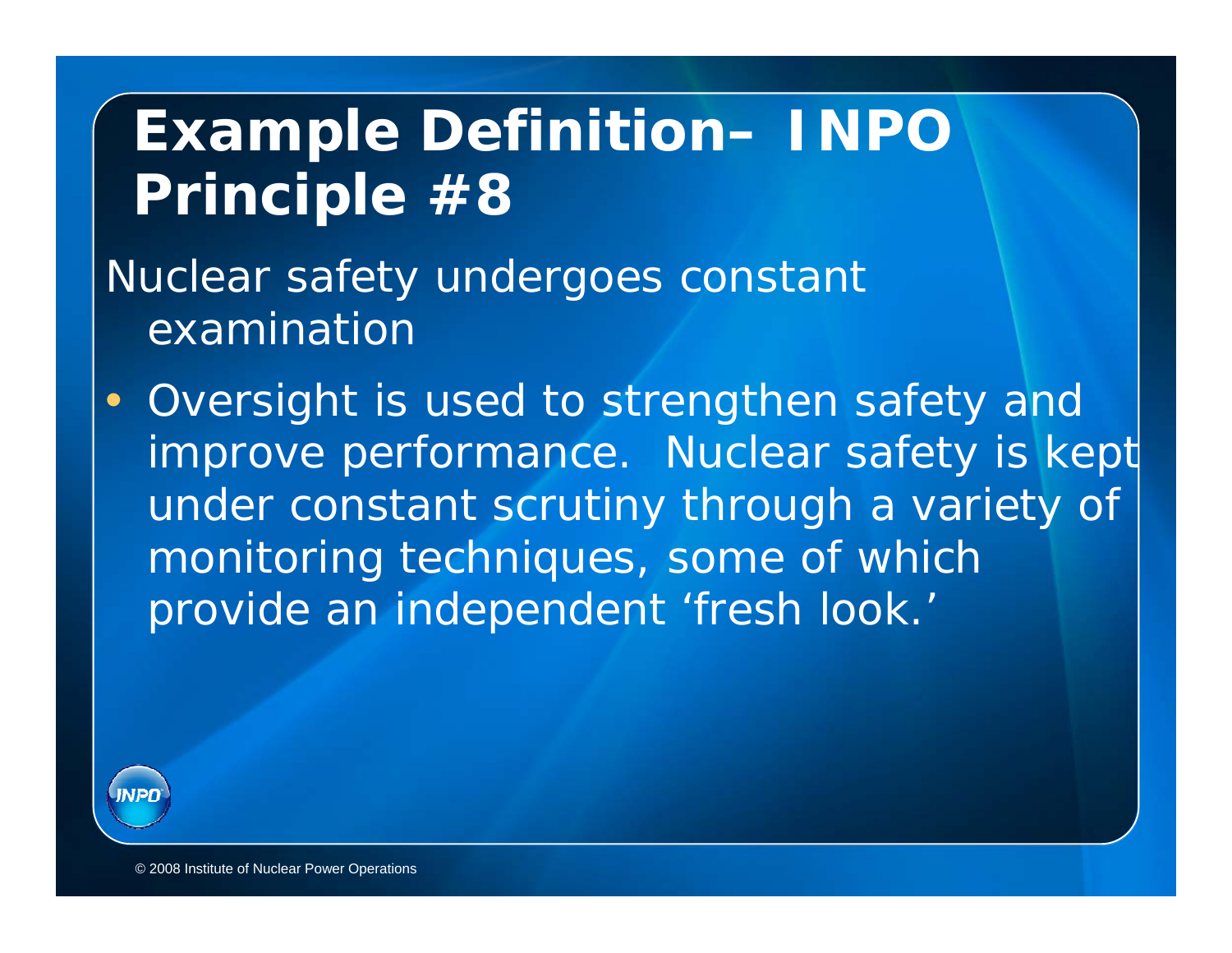# Example Definition– INPO Principle #8

Nuclear safety undergoes constant examination

- Oversight is used to strengthen safety and improve performance. Nuclear safety is kept under constant scrutiny through a variety of monitoring techniques, some of which provide an independent 'fresh look.'

© 2008 Institute of Nuclear Power Operations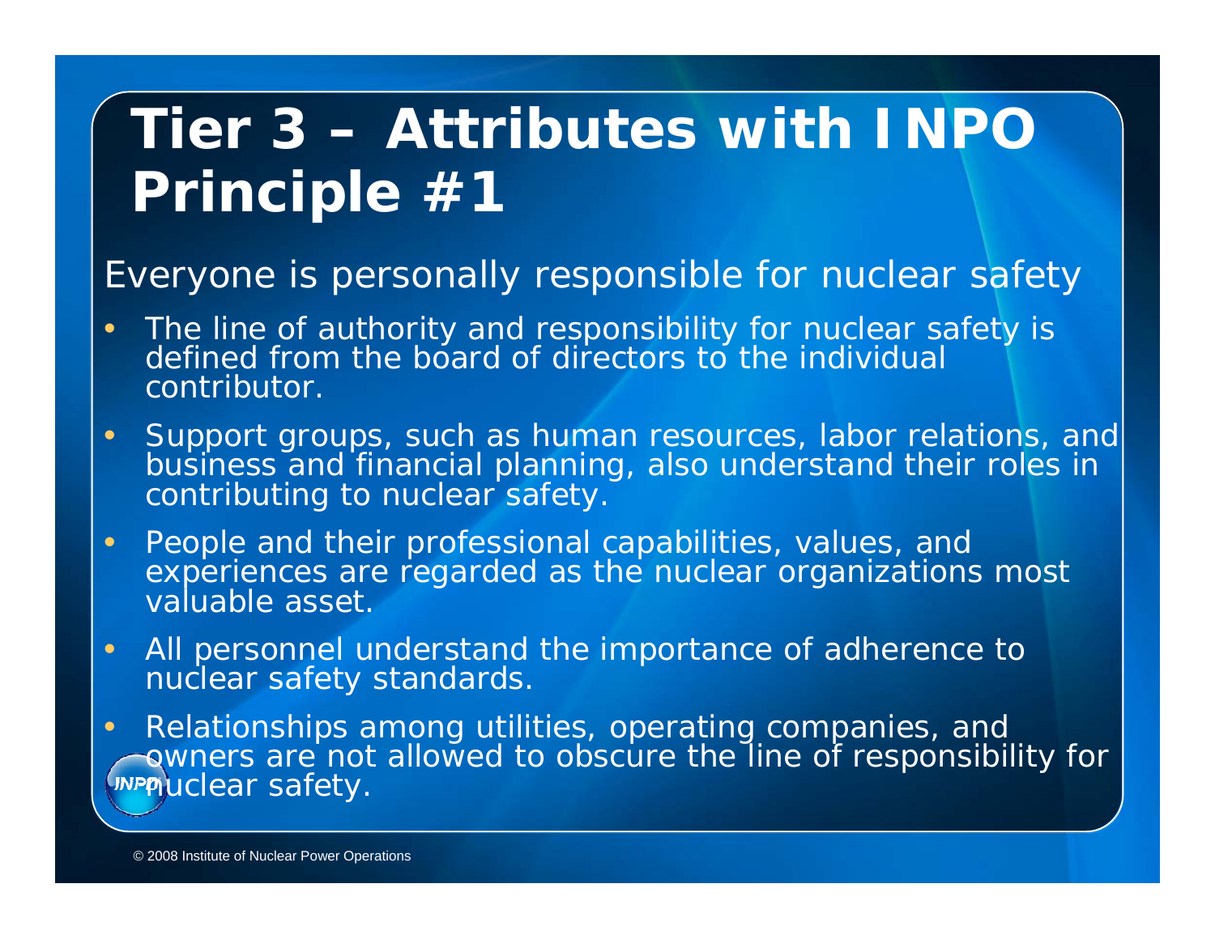# Tier 3 – Attributes with INPO Principle #1

Everyone is personally responsible for nuclear safety

- The line of authority and responsibility for nuclear safety is defined from the board of directors to the individual contributor.
- Support groups, such as human resources, labor relations, and business and financial planning, also understand their roles in contributing to nuclear safety.
- People and their professional capabilities, values, and experiences are regarded as the nuclear organizations most valuable asset.
- All personnel understand the importance of adherence to nuclear safety standards.
- Relationships among utilities, operating companies, and owners are not allowed to obscure the line of responsibility for nuclear safety.

© 2008 Institute of Nuclear Power Operations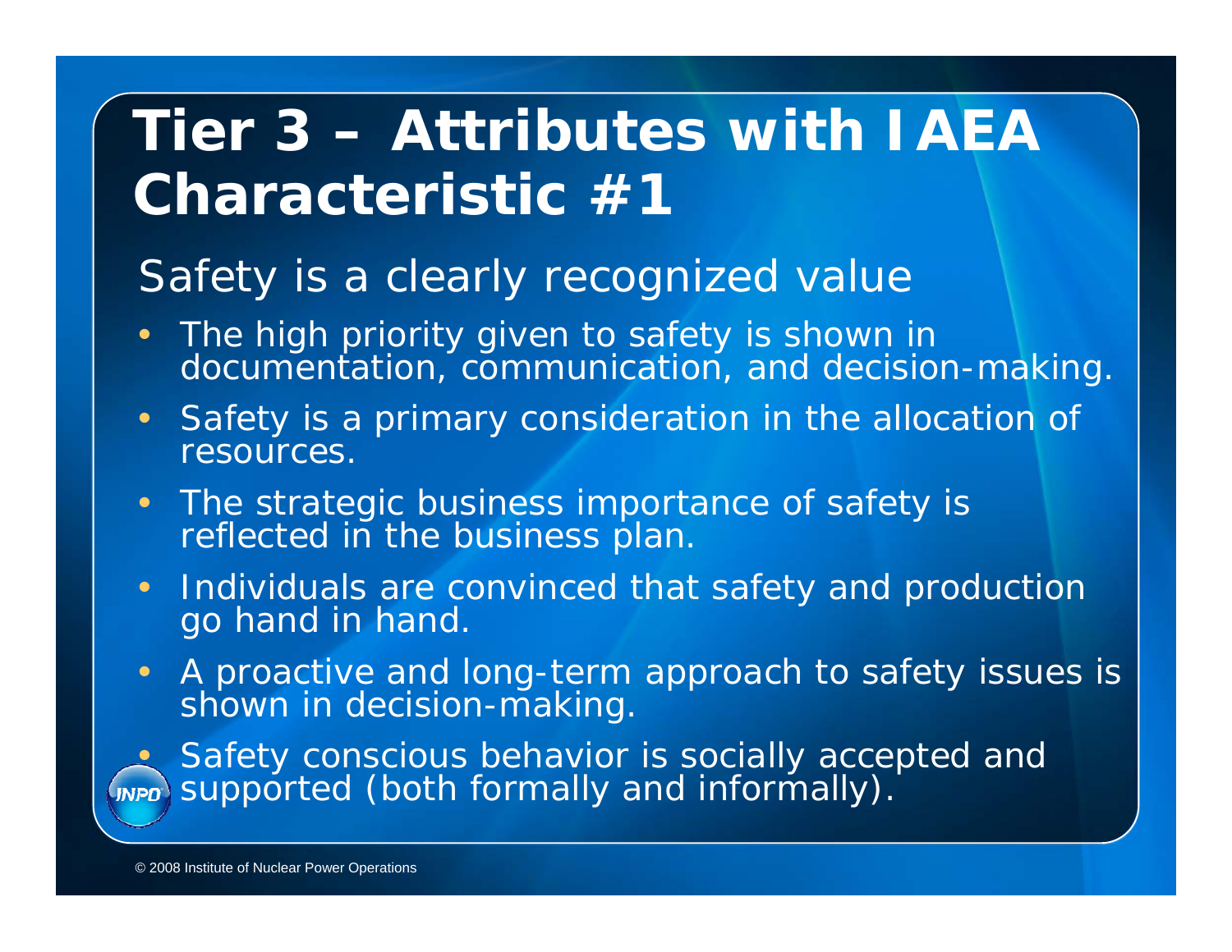# Tier 3 – Attributes with IAEA Characteristic #1

## Safety is a clearly recognized value

- The high priority given to safety is shown in documentation, communication, and decision-making.
- Safety is a primary consideration in the allocation of resources.
- The strategic business importance of safety is reflected in the business plan.
- Individuals are convinced that safety and production go hand in hand.
- A proactive and long-term approach to safety issues is shown in decision-making.
- Safety conscious behavior is socially accepted and supported (both formally and informally).

© 2008 Institute of Nuclear Power Operations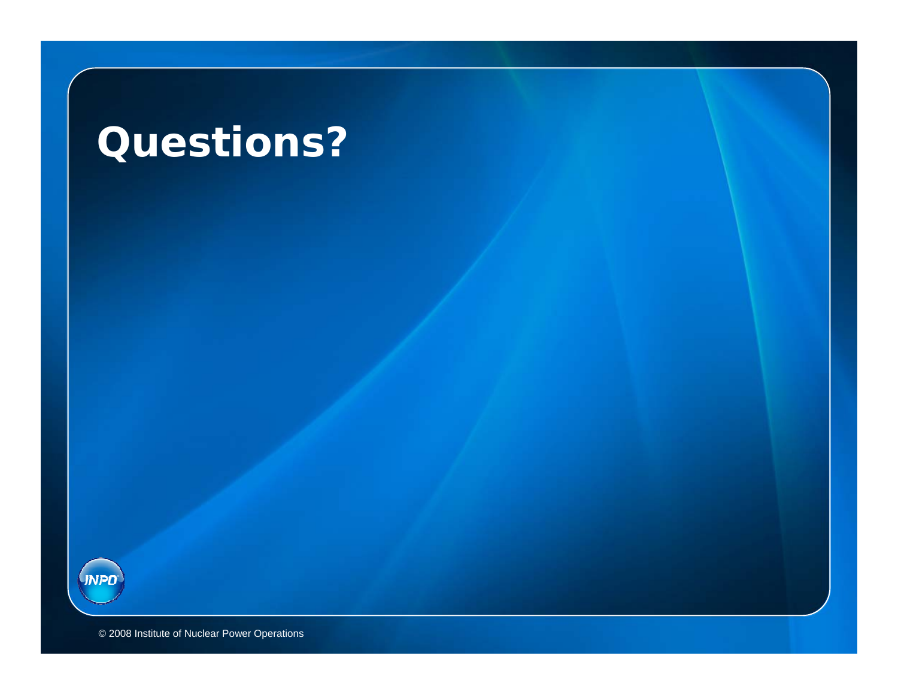# Questions?

INPO

© 2008 Institute of Nuclear Power Operations